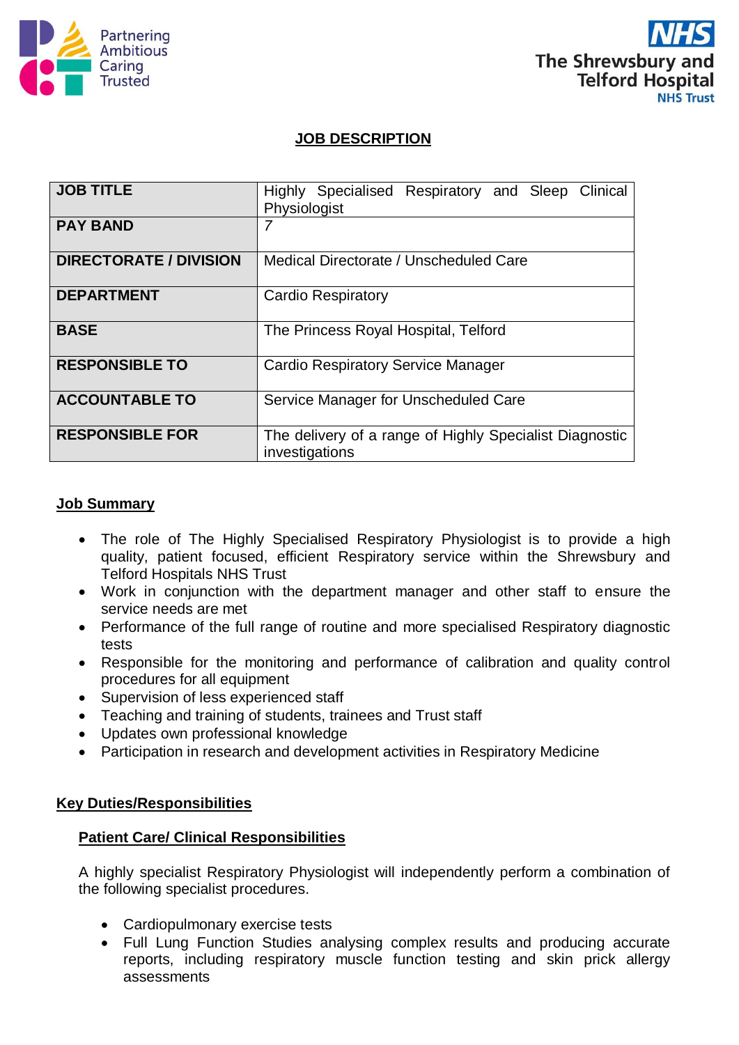Partnering
Ambitious
Caring
Trusted

NHS
The Shrewsbury and Telford Hospital
NHS Trust

# JOB DESCRIPTION

| | |
|---|---|
| **JOB TITLE** | Highly Specialised Respiratory and Sleep Clinical Physiologist |
| **PAY BAND** | 7 |
| **DIRECTORATE / DIVISION** | Medical Directorate / Unscheduled Care |
| **DEPARTMENT** | Cardio Respiratory |
| **BASE** | The Princess Royal Hospital, Telford |
| **RESPONSIBLE TO** | Cardio Respiratory Service Manager |
| **ACCOUNTABLE TO** | Service Manager for Unscheduled Care |
| **RESPONSIBLE FOR** | The delivery of a range of Highly Specialist Diagnostic investigations |

## Job Summary

- The role of The Highly Specialised Respiratory Physiologist is to provide a high quality, patient focused, efficient Respiratory service within the Shrewsbury and Telford Hospitals NHS Trust
- Work in conjunction with the department manager and other staff to ensure the service needs are met
- Performance of the full range of routine and more specialised Respiratory diagnostic tests
- Responsible for the monitoring and performance of calibration and quality control procedures for all equipment
- Supervision of less experienced staff
- Teaching and training of students, trainees and Trust staff
- Updates own professional knowledge
- Participation in research and development activities in Respiratory Medicine

## Key Duties/Responsibilities

### Patient Care/ Clinical Responsibilities

A highly specialist Respiratory Physiologist will independently perform a combination of the following specialist procedures.

- Cardiopulmonary exercise tests
- Full Lung Function Studies analysing complex results and producing accurate reports, including respiratory muscle function testing and skin prick allergy assessments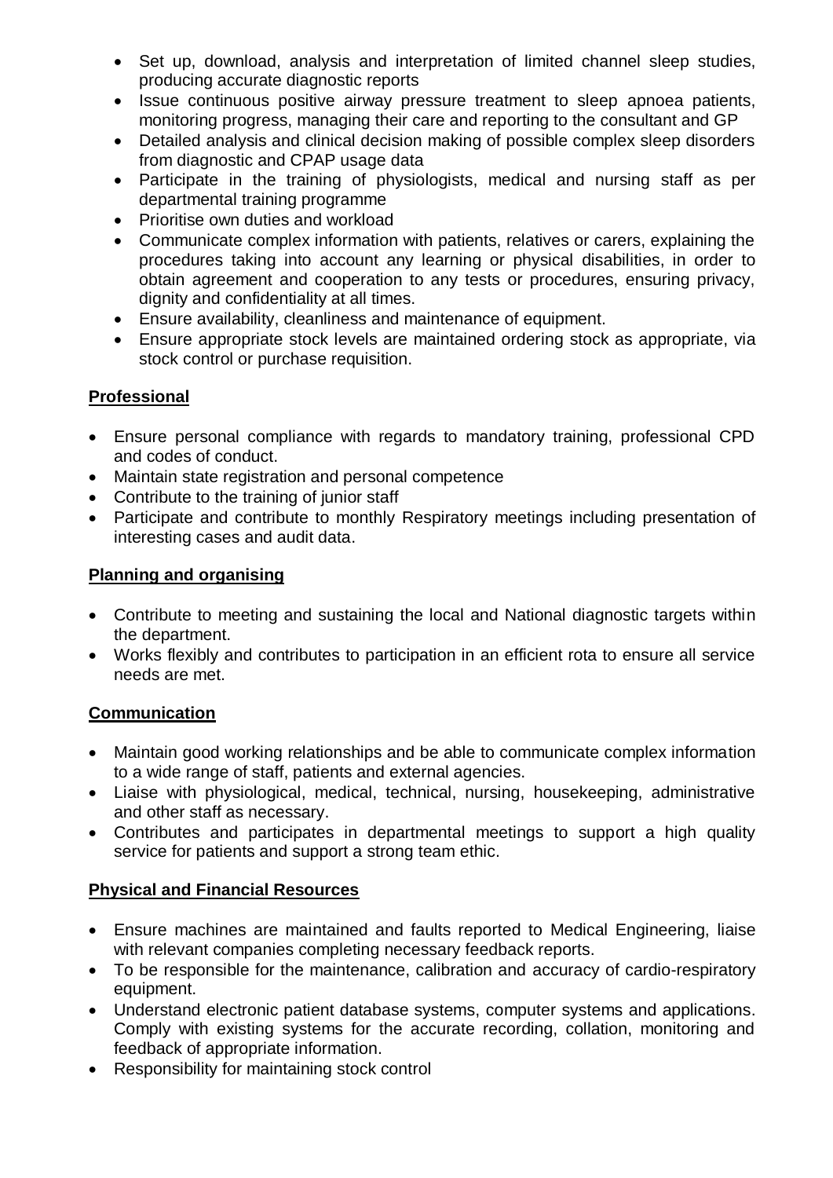- Set up, download, analysis and interpretation of limited channel sleep studies, producing accurate diagnostic reports
- Issue continuous positive airway pressure treatment to sleep apnoea patients, monitoring progress, managing their care and reporting to the consultant and GP
- Detailed analysis and clinical decision making of possible complex sleep disorders from diagnostic and CPAP usage data
- Participate in the training of physiologists, medical and nursing staff as per departmental training programme
- Prioritise own duties and workload
- Communicate complex information with patients, relatives or carers, explaining the procedures taking into account any learning or physical disabilities, in order to obtain agreement and cooperation to any tests or procedures, ensuring privacy, dignity and confidentiality at all times.
- Ensure availability, cleanliness and maintenance of equipment.
- Ensure appropriate stock levels are maintained ordering stock as appropriate, via stock control or purchase requisition.

**Professional**

- Ensure personal compliance with regards to mandatory training, professional CPD and codes of conduct.
- Maintain state registration and personal competence
- Contribute to the training of junior staff
- Participate and contribute to monthly Respiratory meetings including presentation of interesting cases and audit data.

**Planning and organising**

- Contribute to meeting and sustaining the local and National diagnostic targets within the department.
- Works flexibly and contributes to participation in an efficient rota to ensure all service needs are met.

**Communication**

- Maintain good working relationships and be able to communicate complex information to a wide range of staff, patients and external agencies.
- Liaise with physiological, medical, technical, nursing, housekeeping, administrative and other staff as necessary.
- Contributes and participates in departmental meetings to support a high quality service for patients and support a strong team ethic.

**Physical and Financial Resources**

- Ensure machines are maintained and faults reported to Medical Engineering, liaise with relevant companies completing necessary feedback reports.
- To be responsible for the maintenance, calibration and accuracy of cardio-respiratory equipment.
- Understand electronic patient database systems, computer systems and applications. Comply with existing systems for the accurate recording, collation, monitoring and feedback of appropriate information.
- Responsibility for maintaining stock control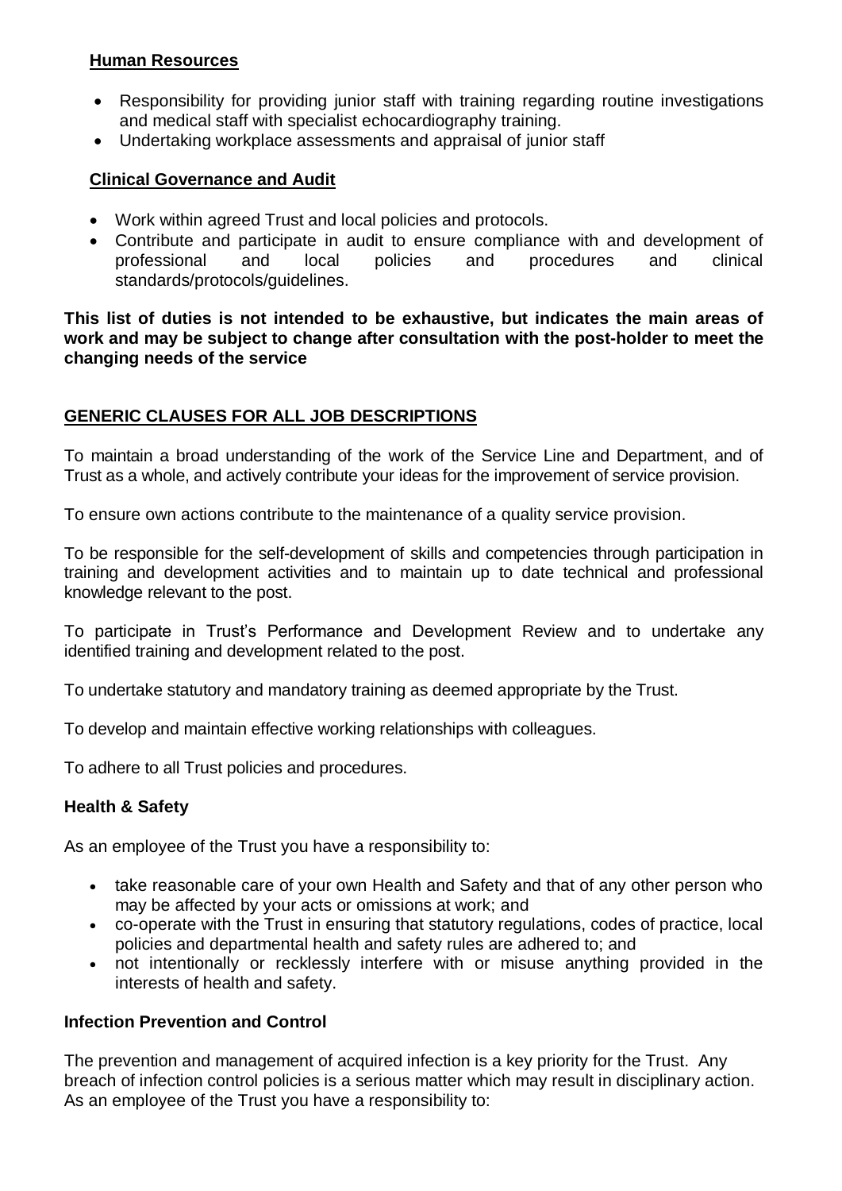**Human Resources**

- Responsibility for providing junior staff with training regarding routine investigations and medical staff with specialist echocardiography training.
- Undertaking workplace assessments and appraisal of junior staff

**Clinical Governance and Audit**

- Work within agreed Trust and local policies and protocols.
- Contribute and participate in audit to ensure compliance with and development of professional and local policies and procedures and clinical standards/protocols/guidelines.

**This list of duties is not intended to be exhaustive, but indicates the main areas of work and may be subject to change after consultation with the post-holder to meet the changing needs of the service**

**GENERIC CLAUSES FOR ALL JOB DESCRIPTIONS**

To maintain a broad understanding of the work of the Service Line and Department, and of Trust as a whole, and actively contribute your ideas for the improvement of service provision.

To ensure own actions contribute to the maintenance of a quality service provision.

To be responsible for the self-development of skills and competencies through participation in training and development activities and to maintain up to date technical and professional knowledge relevant to the post.

To participate in Trust's Performance and Development Review and to undertake any identified training and development related to the post.

To undertake statutory and mandatory training as deemed appropriate by the Trust.

To develop and maintain effective working relationships with colleagues.

To adhere to all Trust policies and procedures.

**Health & Safety**

As an employee of the Trust you have a responsibility to:

- take reasonable care of your own Health and Safety and that of any other person who may be affected by your acts or omissions at work; and
- co-operate with the Trust in ensuring that statutory regulations, codes of practice, local policies and departmental health and safety rules are adhered to; and
- not intentionally or recklessly interfere with or misuse anything provided in the interests of health and safety.

**Infection Prevention and Control**

The prevention and management of acquired infection is a key priority for the Trust. Any breach of infection control policies is a serious matter which may result in disciplinary action. As an employee of the Trust you have a responsibility to: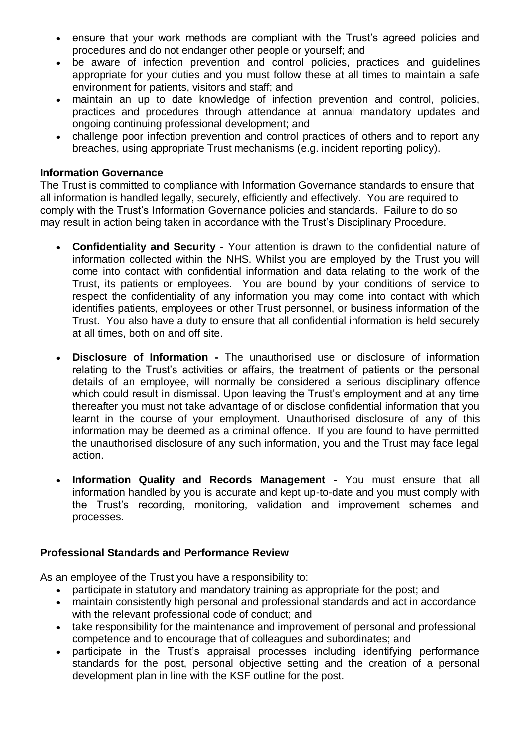- ensure that your work methods are compliant with the Trust's agreed policies and procedures and do not endanger other people or yourself; and
- be aware of infection prevention and control policies, practices and guidelines appropriate for your duties and you must follow these at all times to maintain a safe environment for patients, visitors and staff; and
- maintain an up to date knowledge of infection prevention and control, policies, practices and procedures through attendance at annual mandatory updates and ongoing continuing professional development; and
- challenge poor infection prevention and control practices of others and to report any breaches, using appropriate Trust mechanisms (e.g. incident reporting policy).

**Information Governance**

The Trust is committed to compliance with Information Governance standards to ensure that all information is handled legally, securely, efficiently and effectively. You are required to comply with the Trust's Information Governance policies and standards. Failure to do so may result in action being taken in accordance with the Trust's Disciplinary Procedure.

- **Confidentiality and Security -** Your attention is drawn to the confidential nature of information collected within the NHS. Whilst you are employed by the Trust you will come into contact with confidential information and data relating to the work of the Trust, its patients or employees. You are bound by your conditions of service to respect the confidentiality of any information you may come into contact with which identifies patients, employees or other Trust personnel, or business information of the Trust. You also have a duty to ensure that all confidential information is held securely at all times, both on and off site.

- **Disclosure of Information -** The unauthorised use or disclosure of information relating to the Trust's activities or affairs, the treatment of patients or the personal details of an employee, will normally be considered a serious disciplinary offence which could result in dismissal. Upon leaving the Trust's employment and at any time thereafter you must not take advantage of or disclose confidential information that you learnt in the course of your employment. Unauthorised disclosure of any of this information may be deemed as a criminal offence. If you are found to have permitted the unauthorised disclosure of any such information, you and the Trust may face legal action.

- **Information Quality and Records Management -** You must ensure that all information handled by you is accurate and kept up-to-date and you must comply with the Trust's recording, monitoring, validation and improvement schemes and processes.

**Professional Standards and Performance Review**

As an employee of the Trust you have a responsibility to:

- participate in statutory and mandatory training as appropriate for the post; and
- maintain consistently high personal and professional standards and act in accordance with the relevant professional code of conduct; and
- take responsibility for the maintenance and improvement of personal and professional competence and to encourage that of colleagues and subordinates; and
- participate in the Trust's appraisal processes including identifying performance standards for the post, personal objective setting and the creation of a personal development plan in line with the KSF outline for the post.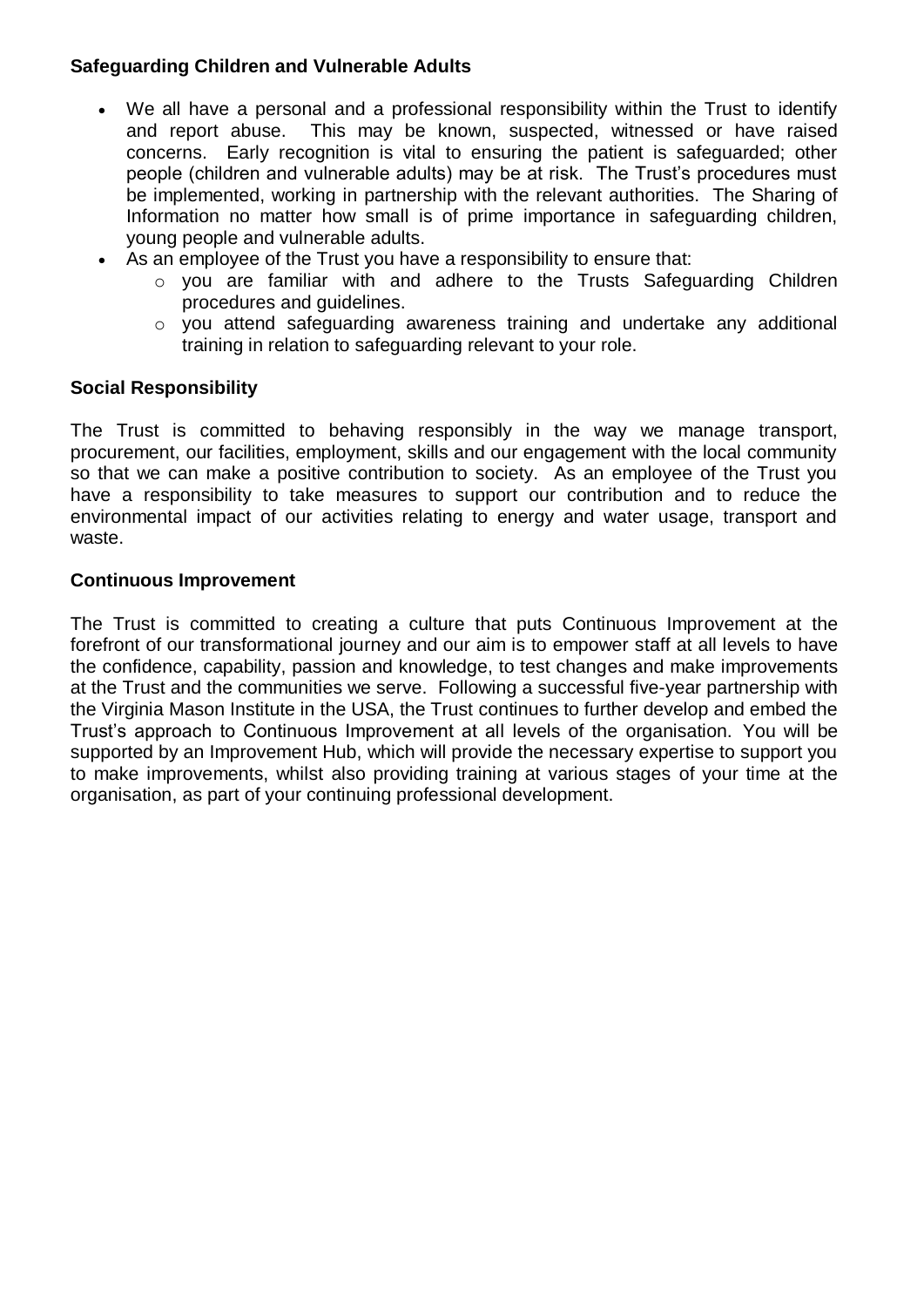**Safeguarding Children and Vulnerable Adults**

- We all have a personal and a professional responsibility within the Trust to identify and report abuse. This may be known, suspected, witnessed or have raised concerns. Early recognition is vital to ensuring the patient is safeguarded; other people (children and vulnerable adults) may be at risk. The Trust's procedures must be implemented, working in partnership with the relevant authorities. The Sharing of Information no matter how small is of prime importance in safeguarding children, young people and vulnerable adults.
- As an employee of the Trust you have a responsibility to ensure that:
  - you are familiar with and adhere to the Trusts Safeguarding Children procedures and guidelines.
  - you attend safeguarding awareness training and undertake any additional training in relation to safeguarding relevant to your role.

**Social Responsibility**

The Trust is committed to behaving responsibly in the way we manage transport, procurement, our facilities, employment, skills and our engagement with the local community so that we can make a positive contribution to society. As an employee of the Trust you have a responsibility to take measures to support our contribution and to reduce the environmental impact of our activities relating to energy and water usage, transport and waste.

**Continuous Improvement**

The Trust is committed to creating a culture that puts Continuous Improvement at the forefront of our transformational journey and our aim is to empower staff at all levels to have the confidence, capability, passion and knowledge, to test changes and make improvements at the Trust and the communities we serve. Following a successful five-year partnership with the Virginia Mason Institute in the USA, the Trust continues to further develop and embed the Trust's approach to Continuous Improvement at all levels of the organisation. You will be supported by an Improvement Hub, which will provide the necessary expertise to support you to make improvements, whilst also providing training at various stages of your time at the organisation, as part of your continuing professional development.